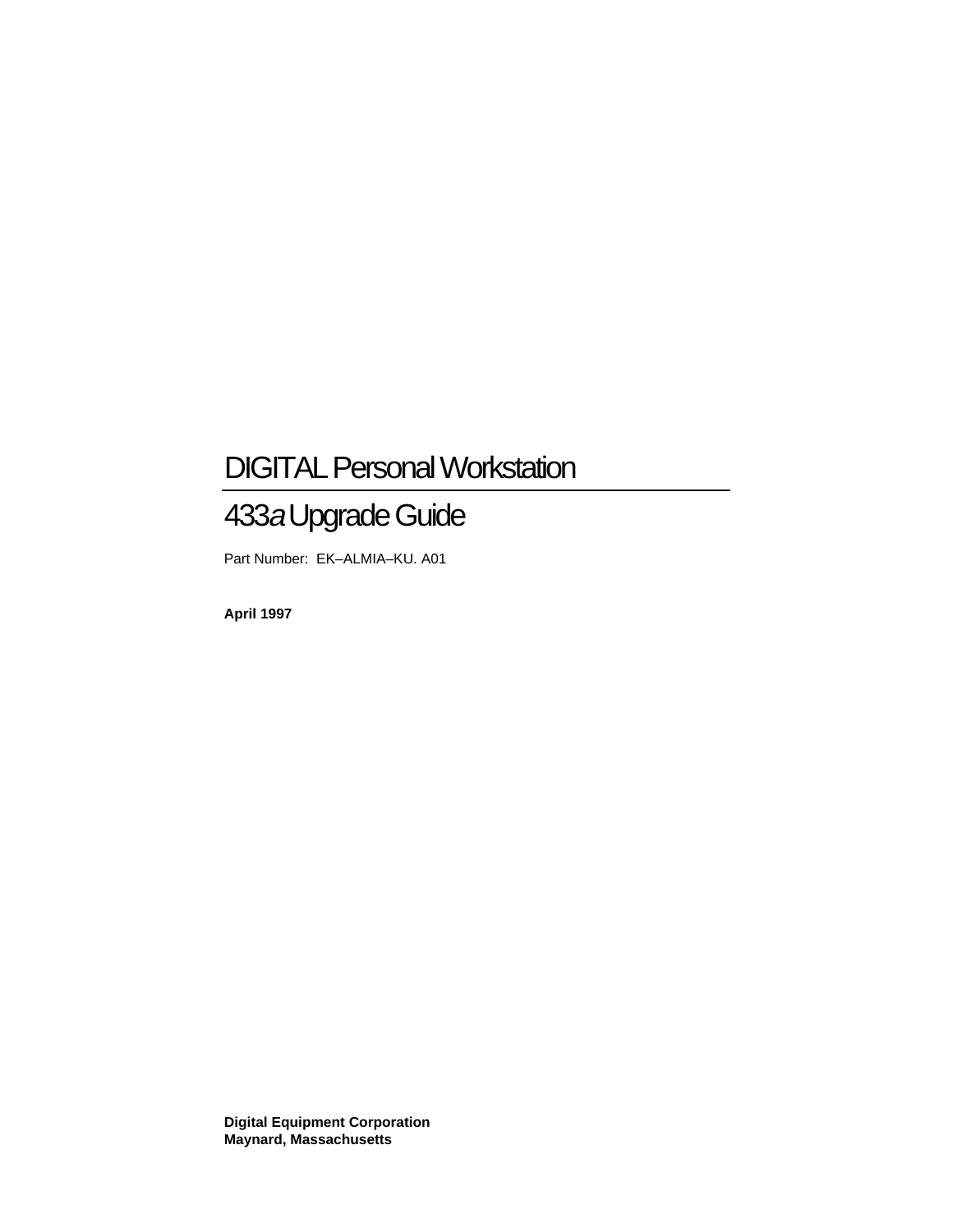# DIGITAL Personal Workstation

## 433*a* Upgrade Guide

Part Number: EK–ALMIA–KU. A01

**April 1997**

**Digital Equipment Corporation**
**Maynard, Massachusetts**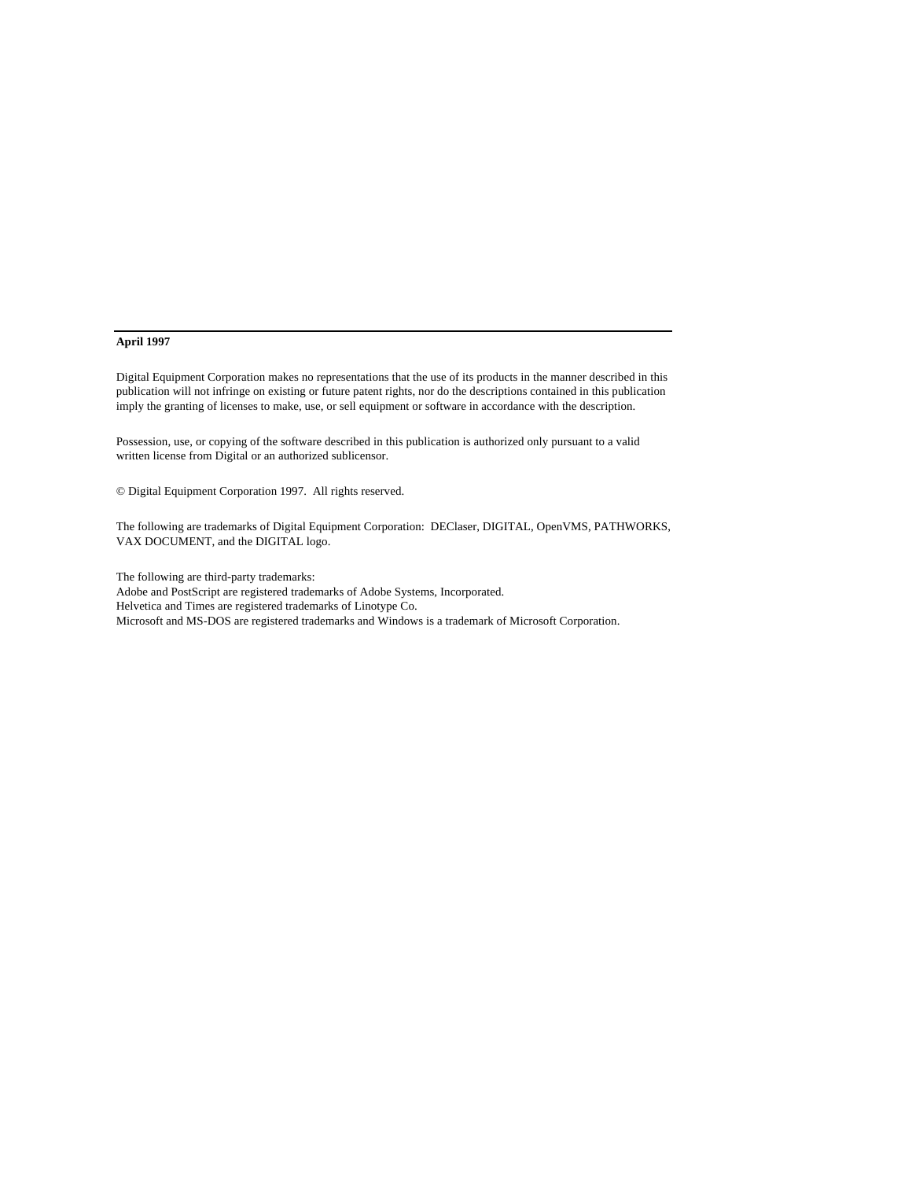**April 1997**

Digital Equipment Corporation makes no representations that the use of its products in the manner described in this publication will not infringe on existing or future patent rights, nor do the descriptions contained in this publication imply the granting of licenses to make, use, or sell equipment or software in accordance with the description.

Possession, use, or copying of the software described in this publication is authorized only pursuant to a valid written license from Digital or an authorized sublicensor.

© Digital Equipment Corporation 1997. All rights reserved.

The following are trademarks of Digital Equipment Corporation: DEClaser, DIGITAL, OpenVMS, PATHWORKS, VAX DOCUMENT, and the DIGITAL logo.

The following are third-party trademarks:
Adobe and PostScript are registered trademarks of Adobe Systems, Incorporated.
Helvetica and Times are registered trademarks of Linotype Co.
Microsoft and MS-DOS are registered trademarks and Windows is a trademark of Microsoft Corporation.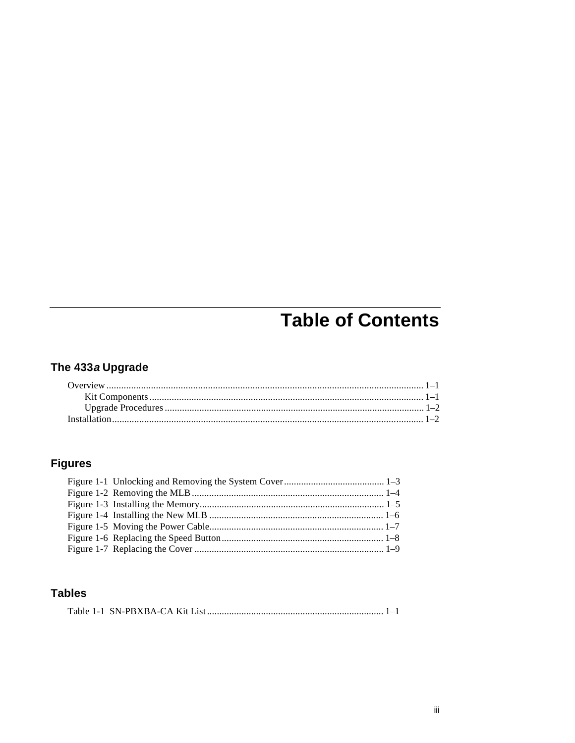# Table of Contents

## The 433*a* Upgrade

Overview ............................................................................................................................. 1–1

  Kit Components ............................................................................................................. 1–1

  Upgrade Procedures ....................................................................................................... 1–2

Installation ........................................................................................................................... 1–2

## Figures

Figure 1-1 Unlocking and Removing the System Cover ......................................... 1–3

Figure 1-2 Removing the MLB ............................................................................. 1–4

Figure 1-3 Installing the Memory ........................................................................... 1–5

Figure 1-4 Installing the New MLB ....................................................................... 1–6

Figure 1-5 Moving the Power Cable ...................................................................... 1–7

Figure 1-6 Replacing the Speed Button .................................................................. 1–8

Figure 1-7 Replacing the Cover ............................................................................. 1–9

## Tables

Table 1-1 SN-PBXBA-CA Kit List ........................................................................ 1–1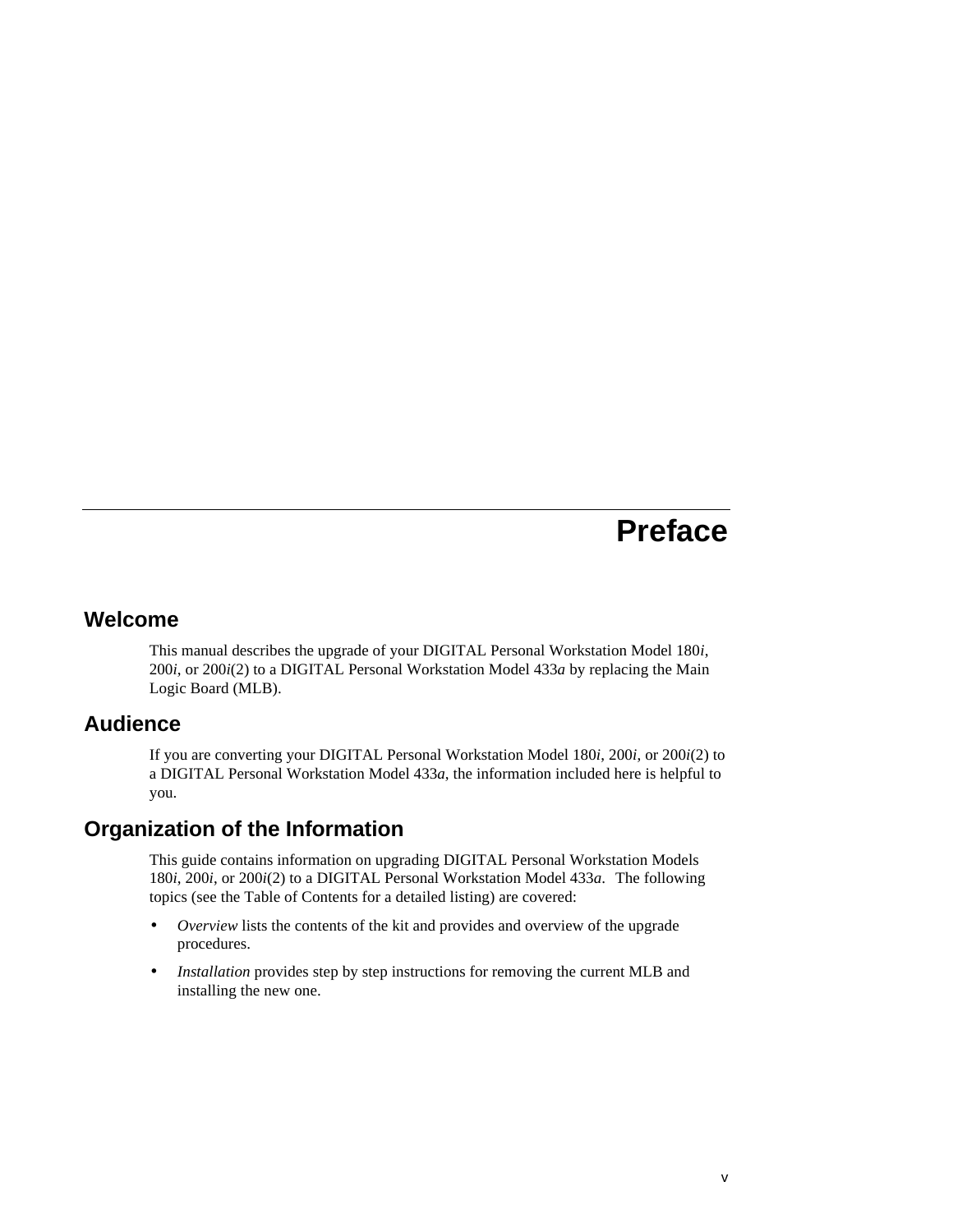# Preface

## Welcome

This manual describes the upgrade of your DIGITAL Personal Workstation Model 180*i*, 200*i*, or 200*i*(2) to a DIGITAL Personal Workstation Model 433*a* by replacing the Main Logic Board (MLB).

## Audience

If you are converting your DIGITAL Personal Workstation Model 180*i*, 200*i*, or 200*i*(2) to a DIGITAL Personal Workstation Model 433*a*, the information included here is helpful to you.

## Organization of the Information

This guide contains information on upgrading DIGITAL Personal Workstation Models 180*i*, 200*i*, or 200*i*(2) to a DIGITAL Personal Workstation Model 433*a*. The following topics (see the Table of Contents for a detailed listing) are covered:

- *Overview* lists the contents of the kit and provides and overview of the upgrade procedures.
- *Installation* provides step by step instructions for removing the current MLB and installing the new one.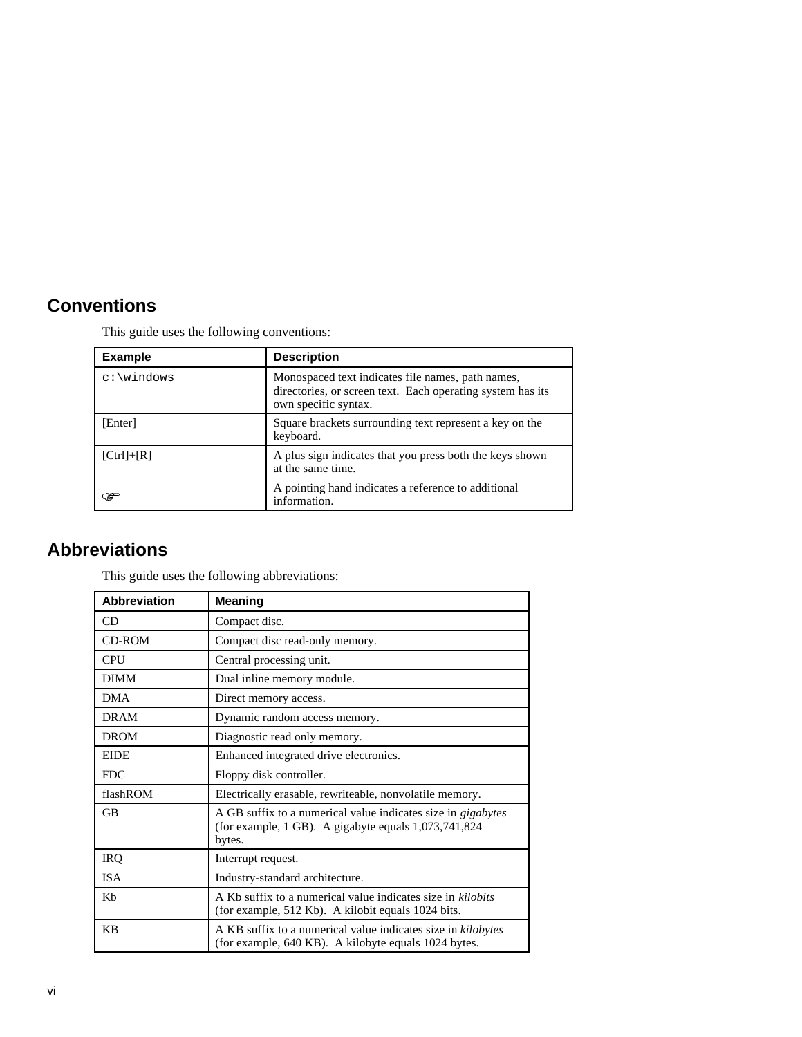## Conventions

This guide uses the following conventions:

| Example | Description |
| --- | --- |
| `c:\windows` | Monospaced text indicates file names, path names, directories, or screen text. Each operating system has its own specific syntax. |
| [Enter] | Square brackets surrounding text represent a key on the keyboard. |
| [Ctrl]+[R] | A plus sign indicates that you press both the keys shown at the same time. |
| ☞ | A pointing hand indicates a reference to additional information. |

## Abbreviations

This guide uses the following abbreviations:

| Abbreviation | Meaning |
| --- | --- |
| CD | Compact disc. |
| CD-ROM | Compact disc read-only memory. |
| CPU | Central processing unit. |
| DIMM | Dual inline memory module. |
| DMA | Direct memory access. |
| DRAM | Dynamic random access memory. |
| DROM | Diagnostic read only memory. |
| EIDE | Enhanced integrated drive electronics. |
| FDC | Floppy disk controller. |
| flashROM | Electrically erasable, rewriteable, nonvolatile memory. |
| GB | A GB suffix to a numerical value indicates size in *gigabytes* (for example, 1 GB). A gigabyte equals 1,073,741,824 bytes. |
| IRQ | Interrupt request. |
| ISA | Industry-standard architecture. |
| Kb | A Kb suffix to a numerical value indicates size in *kilobits* (for example, 512 Kb). A kilobit equals 1024 bits. |
| KB | A KB suffix to a numerical value indicates size in *kilobytes* (for example, 640 KB). A kilobyte equals 1024 bytes. |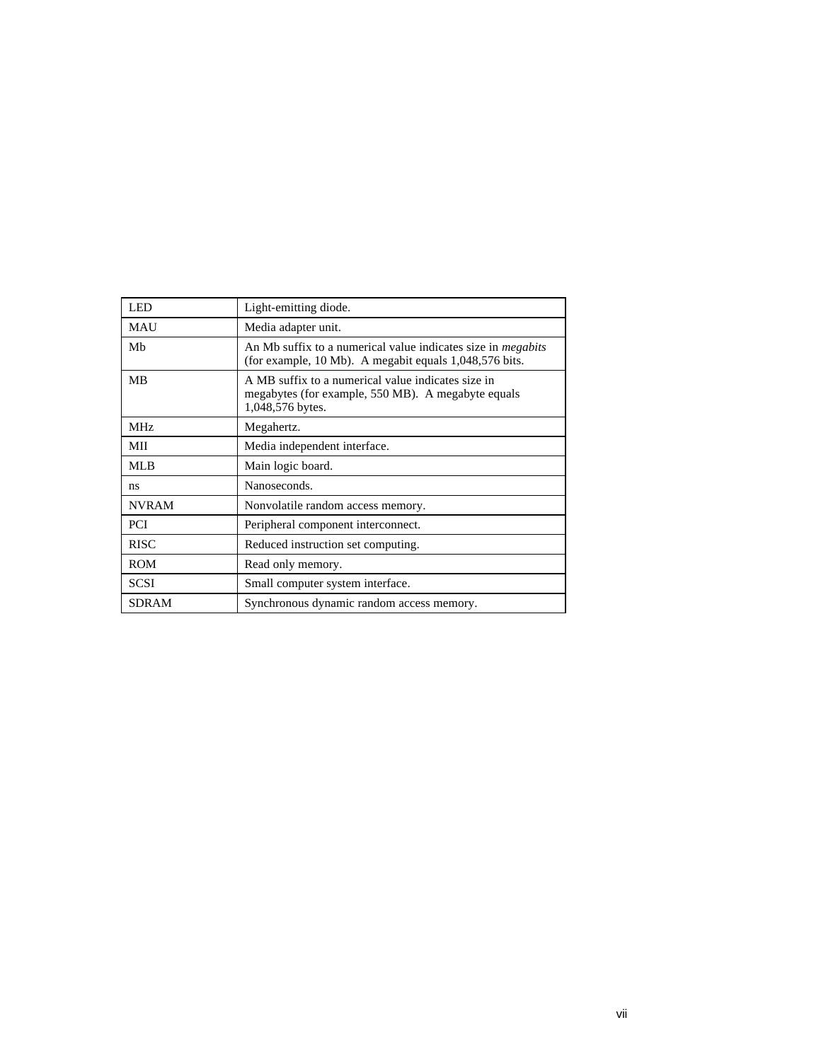| LED | Light-emitting diode. |
| --- | --- |
| MAU | Media adapter unit. |
| Mb | An Mb suffix to a numerical value indicates size in *megabits* (for example, 10 Mb). A megabit equals 1,048,576 bits. |
| MB | A MB suffix to a numerical value indicates size in megabytes (for example, 550 MB). A megabyte equals 1,048,576 bytes. |
| MHz | Megahertz. |
| MII | Media independent interface. |
| MLB | Main logic board. |
| ns | Nanoseconds. |
| NVRAM | Nonvolatile random access memory. |
| PCI | Peripheral component interconnect. |
| RISC | Reduced instruction set computing. |
| ROM | Read only memory. |
| SCSI | Small computer system interface. |
| SDRAM | Synchronous dynamic random access memory. |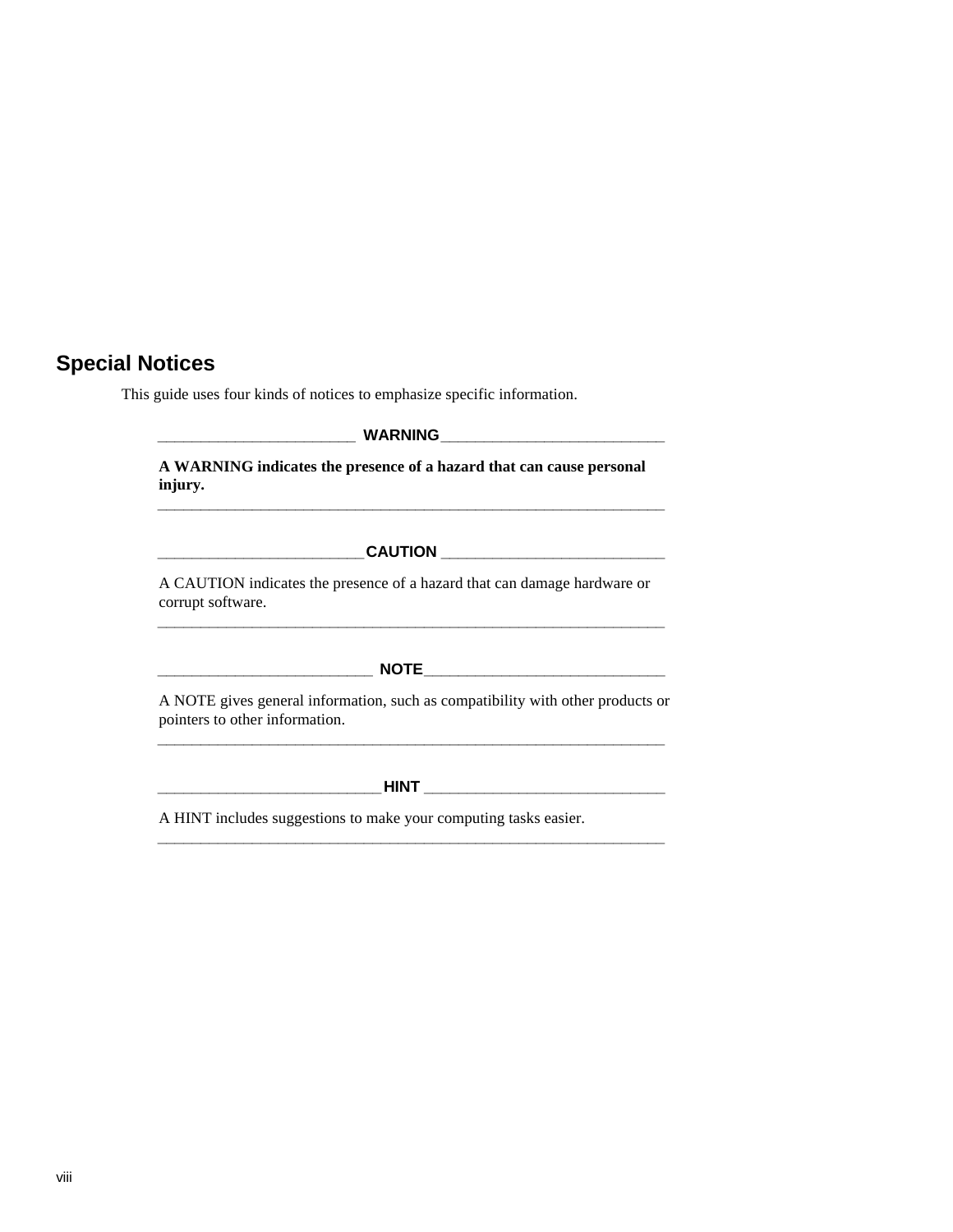## Special Notices

This guide uses four kinds of notices to emphasize specific information.

**WARNING**

**A WARNING indicates the presence of a hazard that can cause personal injury.**

---

**CAUTION**

A CAUTION indicates the presence of a hazard that can damage hardware or corrupt software.

---

**NOTE**

A NOTE gives general information, such as compatibility with other products or pointers to other information.

---

**HINT**

A HINT includes suggestions to make your computing tasks easier.

---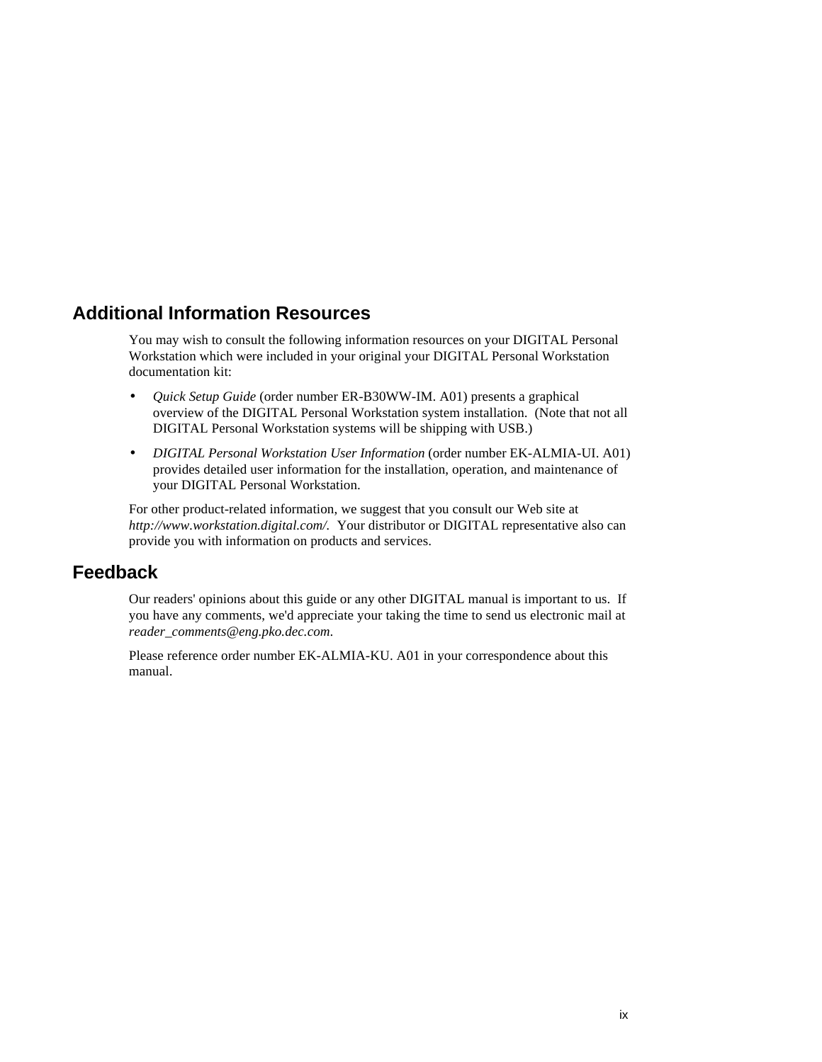## Additional Information Resources

You may wish to consult the following information resources on your DIGITAL Personal Workstation which were included in your original your DIGITAL Personal Workstation documentation kit:

- *Quick Setup Guide* (order number ER-B30WW-IM. A01) presents a graphical overview of the DIGITAL Personal Workstation system installation. (Note that not all DIGITAL Personal Workstation systems will be shipping with USB.)
- *DIGITAL Personal Workstation User Information* (order number EK-ALMIA-UI. A01) provides detailed user information for the installation, operation, and maintenance of your DIGITAL Personal Workstation.

For other product-related information, we suggest that you consult our Web site at *http://www.workstation.digital.com/*. Your distributor or DIGITAL representative also can provide you with information on products and services.

## Feedback

Our readers' opinions about this guide or any other DIGITAL manual is important to us. If you have any comments, we'd appreciate your taking the time to send us electronic mail at *reader_comments@eng.pko.dec.com*.

Please reference order number EK-ALMIA-KU. A01 in your correspondence about this manual.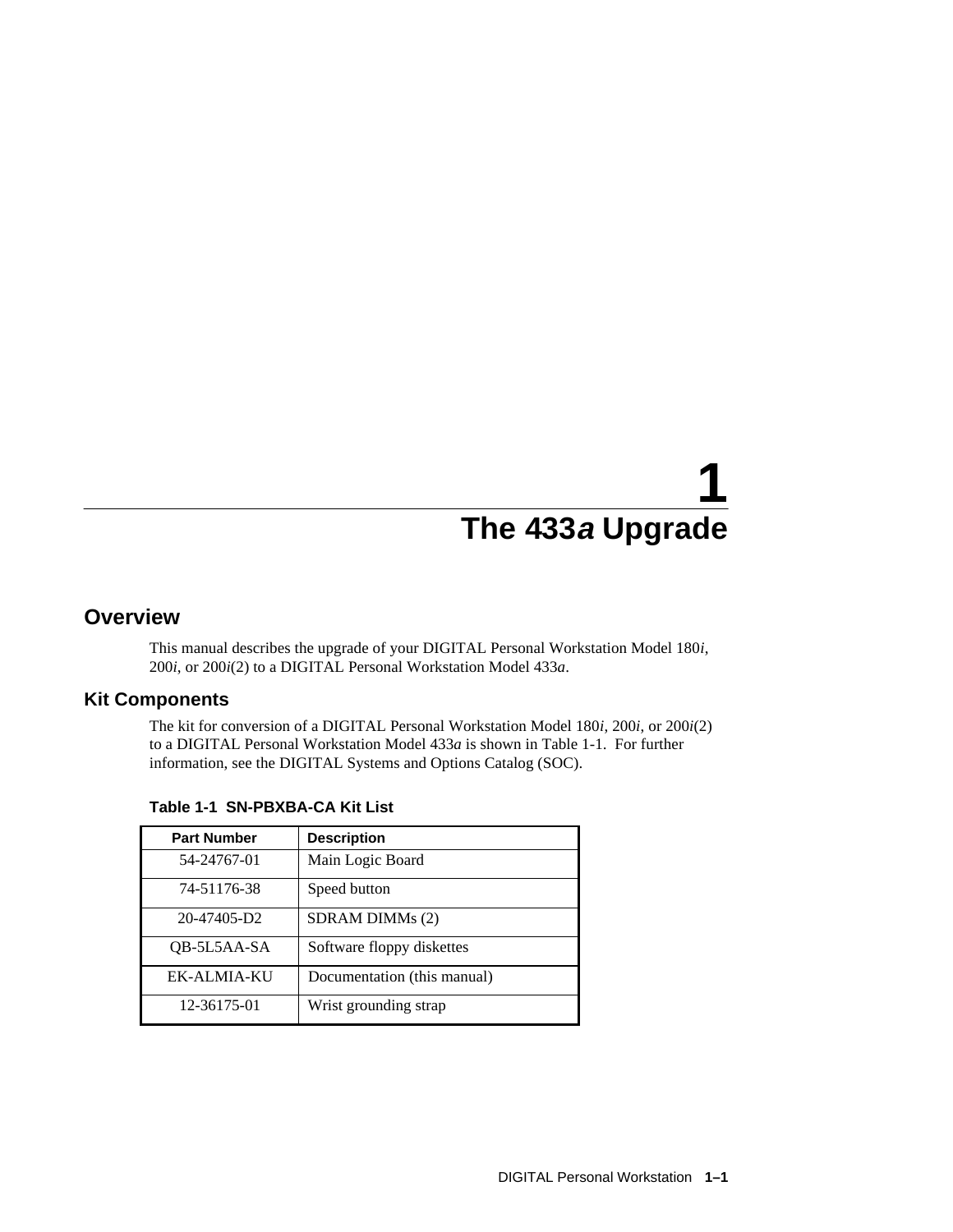# 1 The 433*a* Upgrade

## Overview

This manual describes the upgrade of your DIGITAL Personal Workstation Model 180*i*, 200*i*, or 200*i*(2) to a DIGITAL Personal Workstation Model 433*a*.

## Kit Components

The kit for conversion of a DIGITAL Personal Workstation Model 180*i*, 200*i*, or 200*i*(2) to a DIGITAL Personal Workstation Model 433*a* is shown in Table 1-1. For further information, see the DIGITAL Systems and Options Catalog (SOC).

**Table 1-1 SN-PBXBA-CA Kit List**

| Part Number | Description |
|---|---|
| 54-24767-01 | Main Logic Board |
| 74-51176-38 | Speed button |
| 20-47405-D2 | SDRAM DIMMs (2) |
| QB-5L5AA-SA | Software floppy diskettes |
| EK-ALMIA-KU | Documentation (this manual) |
| 12-36175-01 | Wrist grounding strap |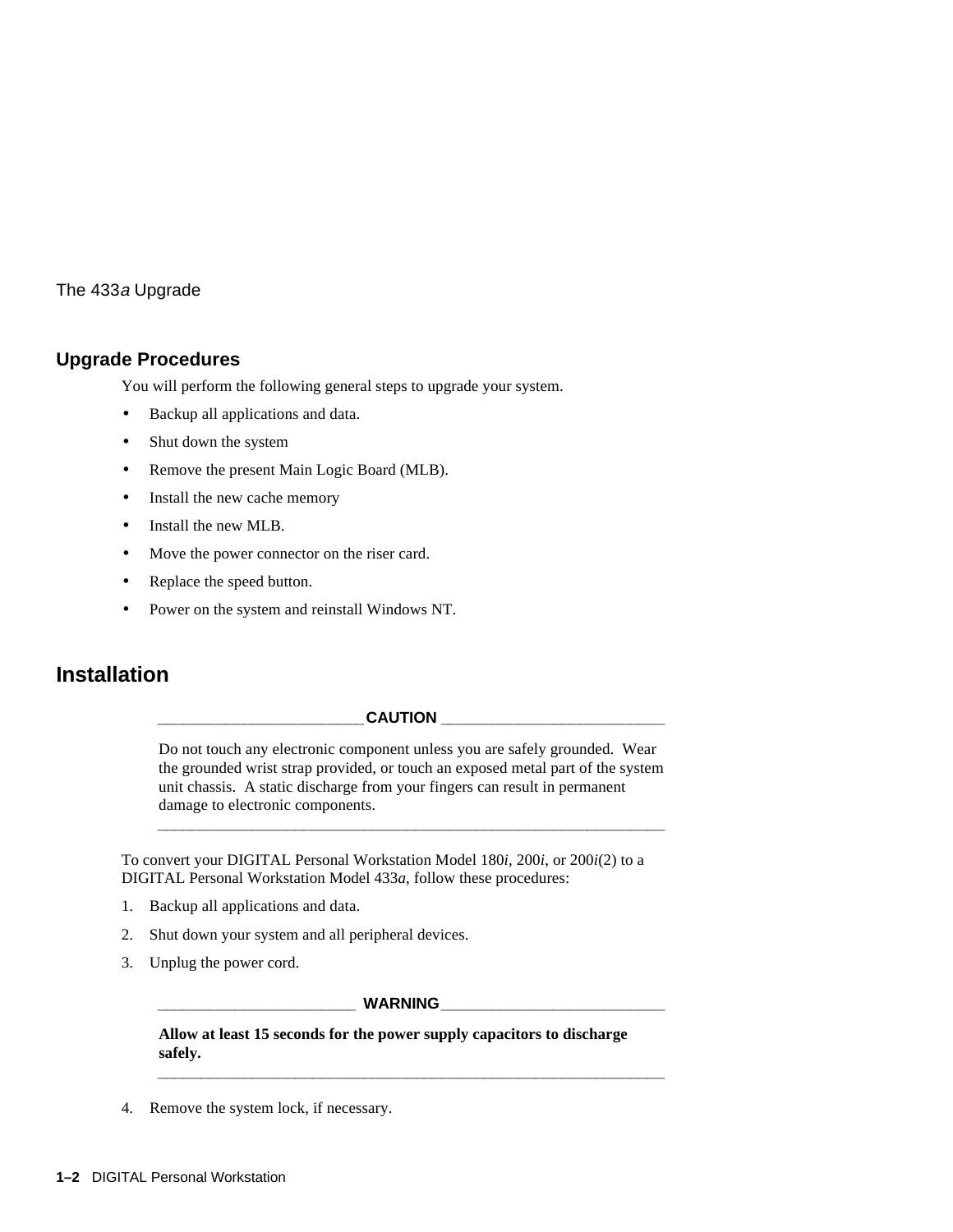## Upgrade Procedures

You will perform the following general steps to upgrade your system.

- Backup all applications and data.
- Shut down the system
- Remove the present Main Logic Board (MLB).
- Install the new cache memory
- Install the new MLB.
- Move the power connector on the riser card.
- Replace the speed button.
- Power on the system and reinstall Windows NT.

# Installation

**CAUTION**

Do not touch any electronic component unless you are safely grounded. Wear the grounded wrist strap provided, or touch an exposed metal part of the system unit chassis. A static discharge from your fingers can result in permanent damage to electronic components.

To convert your DIGITAL Personal Workstation Model 180*i*, 200*i*, or 200*i*(2) to a DIGITAL Personal Workstation Model 433*a*, follow these procedures:

1. Backup all applications and data.
2. Shut down your system and all peripheral devices.
3. Unplug the power cord.

**WARNING**

**Allow at least 15 seconds for the power supply capacitors to discharge safely.**

4. Remove the system lock, if necessary.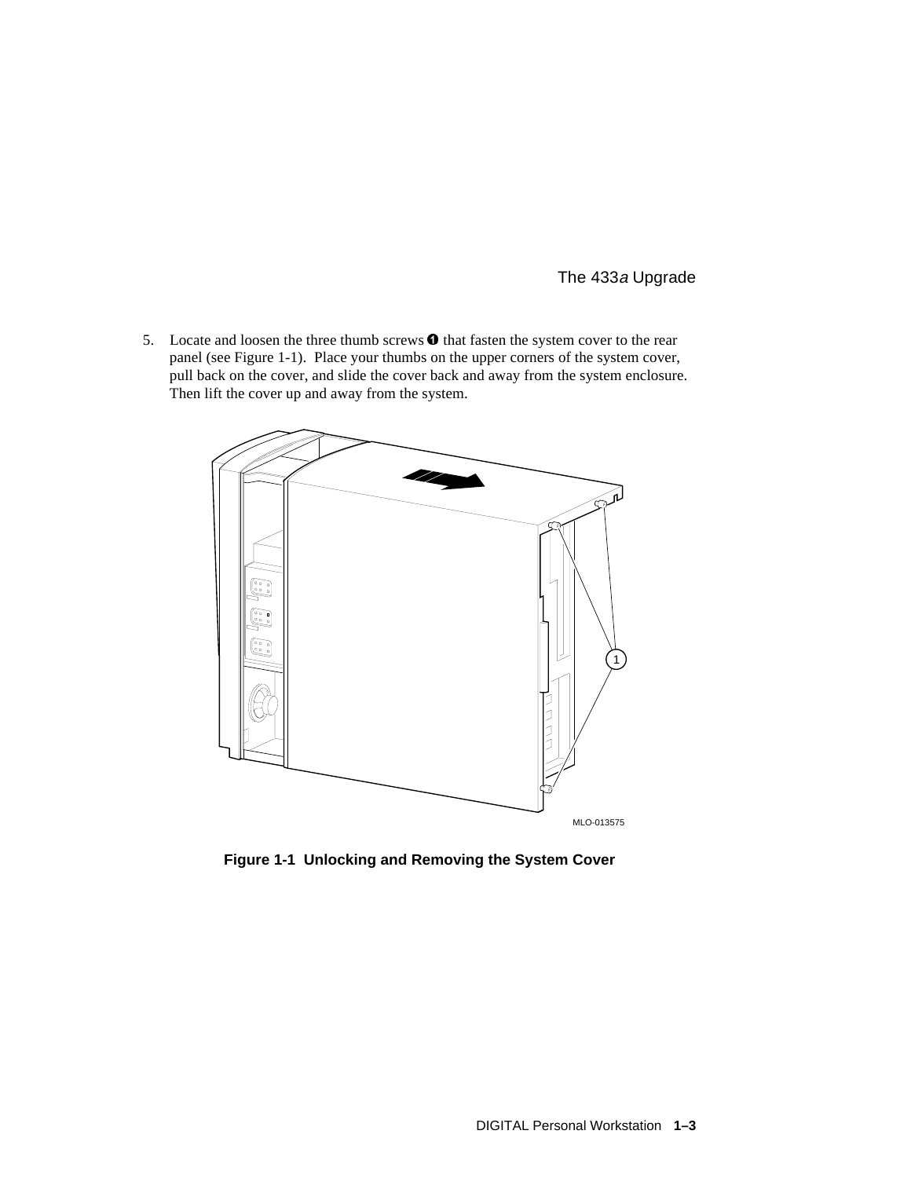5. Locate and loosen the three thumb screws ❶ that fasten the system cover to the rear panel (see Figure 1-1). Place your thumbs on the upper corners of the system cover, pull back on the cover, and slide the cover back and away from the system enclosure. Then lift the cover up and away from the system.

**Figure 1-1 Unlocking and Removing the System Cover**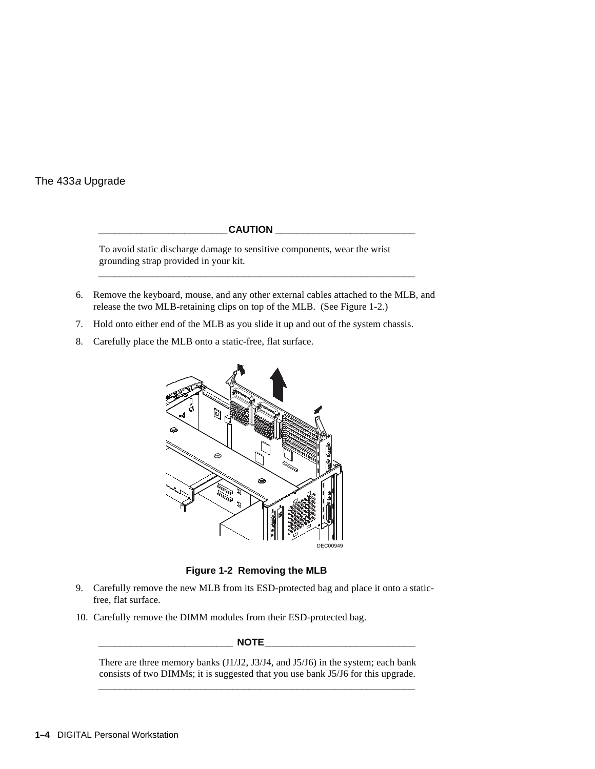**CAUTION**

To avoid static discharge damage to sensitive components, wear the wrist grounding strap provided in your kit.

6. Remove the keyboard, mouse, and any other external cables attached to the MLB, and release the two MLB-retaining clips on top of the MLB. (See Figure 1-2.)
7. Hold onto either end of the MLB as you slide it up and out of the system chassis.
8. Carefully place the MLB onto a static-free, flat surface.

DEC00949

**Figure 1-2 Removing the MLB**

9. Carefully remove the new MLB from its ESD-protected bag and place it onto a static-free, flat surface.
10. Carefully remove the DIMM modules from their ESD-protected bag.

**NOTE**

There are three memory banks (J1/J2, J3/J4, and J5/J6) in the system; each bank consists of two DIMMs; it is suggested that you use bank J5/J6 for this upgrade.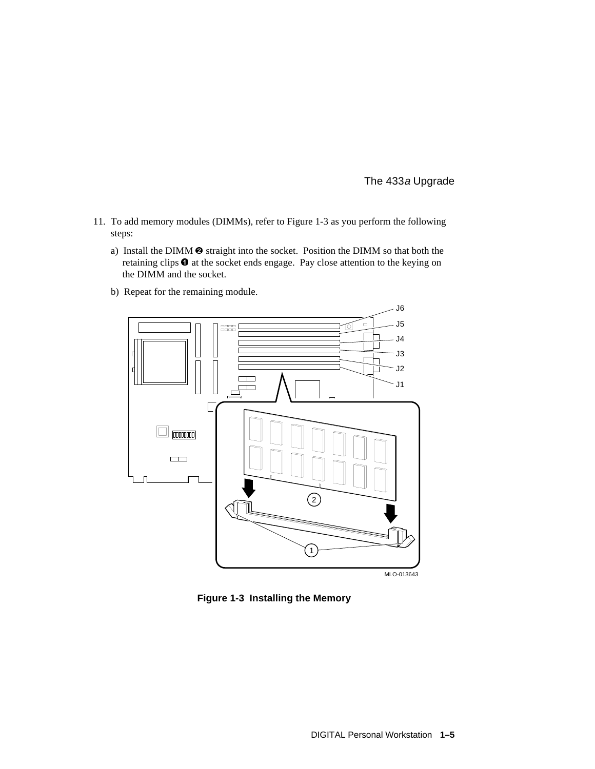11. To add memory modules (DIMMs), refer to Figure 1-3 as you perform the following steps:

    a) Install the DIMM ❷ straight into the socket. Position the DIMM so that both the retaining clips ❶ at the socket ends engage. Pay close attention to the keying on the DIMM and the socket.

    b) Repeat for the remaining module.

**Figure 1-3 Installing the Memory**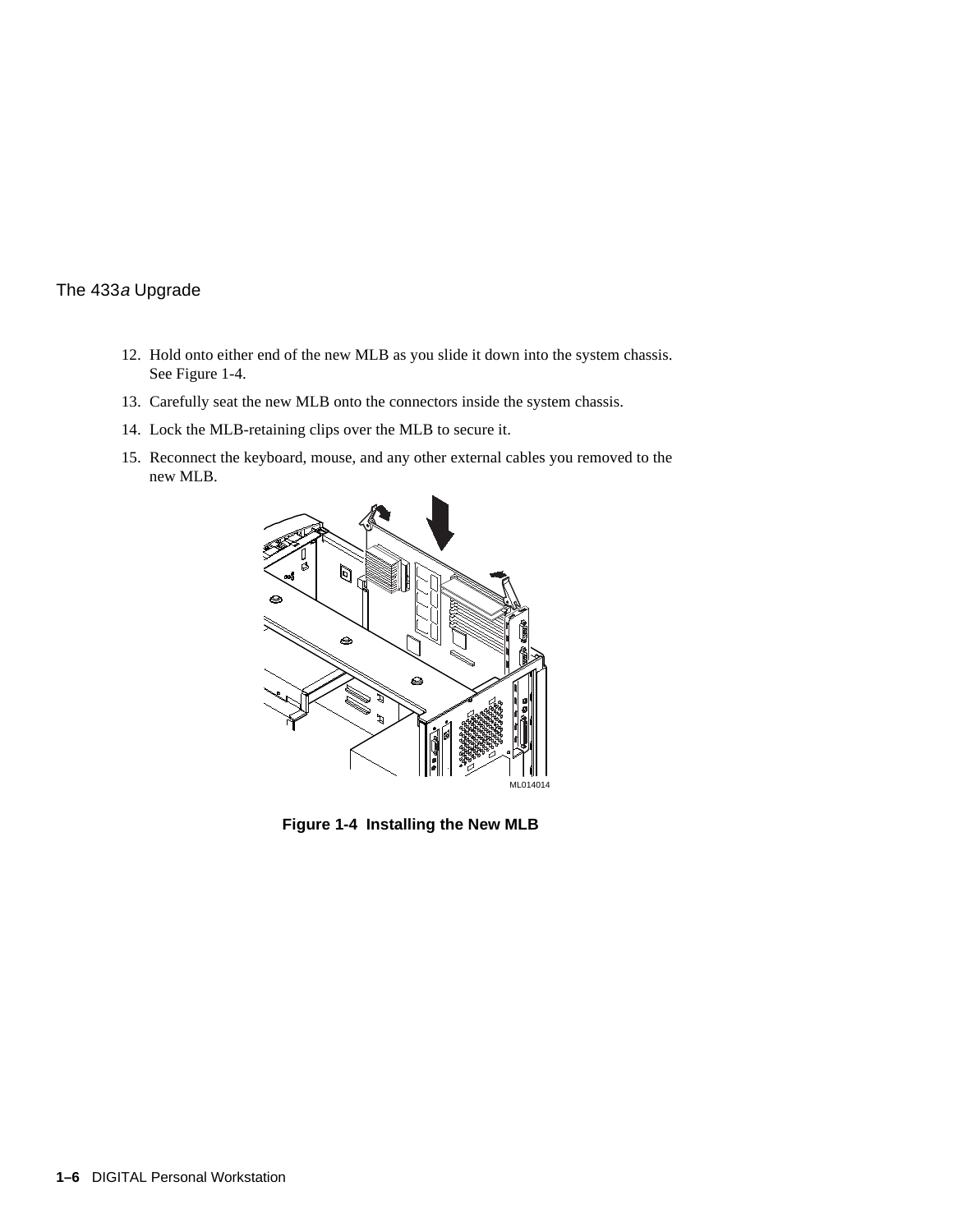12. Hold onto either end of the new MLB as you slide it down into the system chassis. See Figure 1-4.
13. Carefully seat the new MLB onto the connectors inside the system chassis.
14. Lock the MLB-retaining clips over the MLB to secure it.
15. Reconnect the keyboard, mouse, and any other external cables you removed to the new MLB.

ML014014

**Figure 1-4 Installing the New MLB**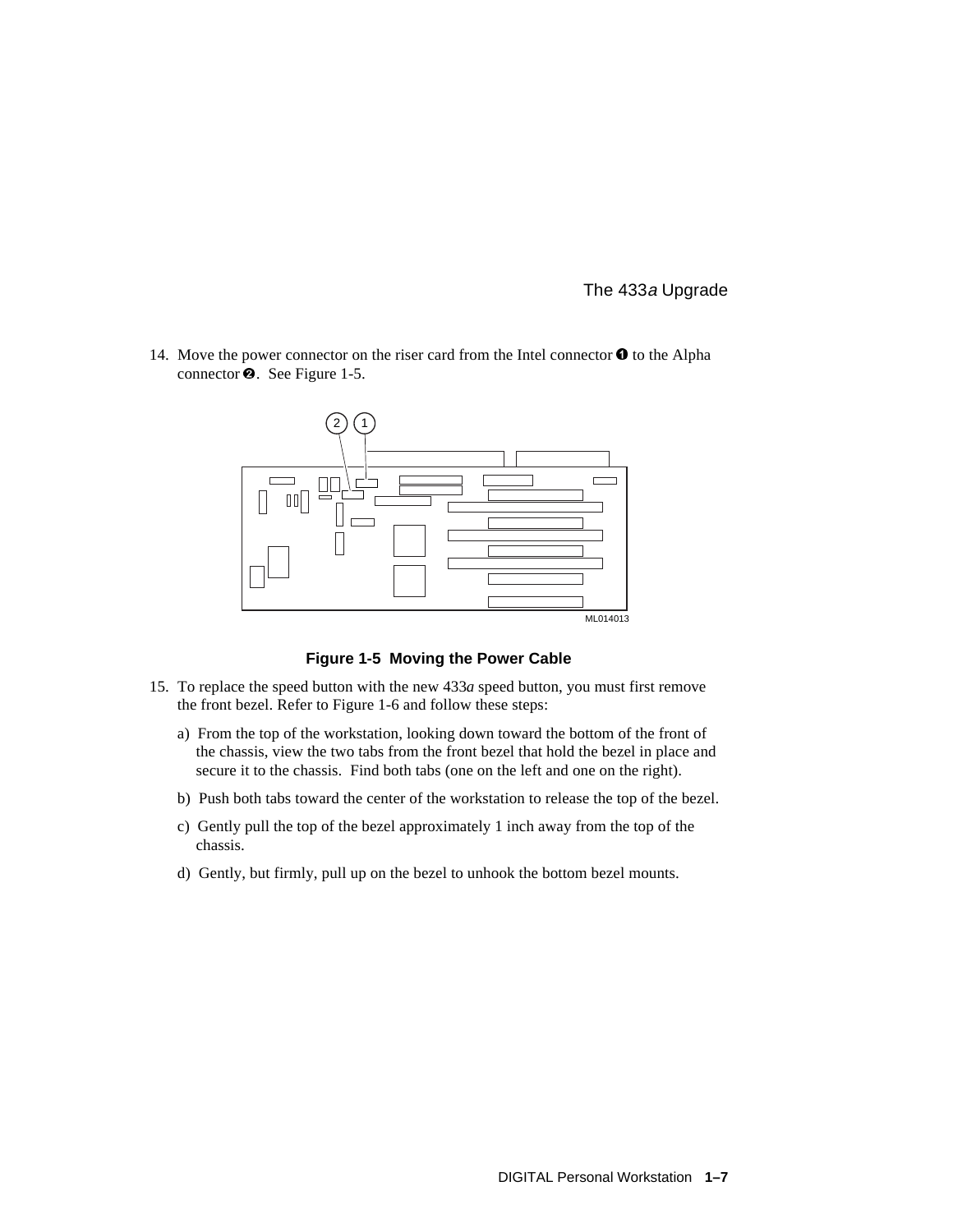14. Move the power connector on the riser card from the Intel connector ❶ to the Alpha connector ❷. See Figure 1-5.

**Figure 1-5 Moving the Power Cable**

15. To replace the speed button with the new 433*a* speed button, you must first remove the front bezel. Refer to Figure 1-6 and follow these steps:

    a) From the top of the workstation, looking down toward the bottom of the front of the chassis, view the two tabs from the front bezel that hold the bezel in place and secure it to the chassis. Find both tabs (one on the left and one on the right).

    b) Push both tabs toward the center of the workstation to release the top of the bezel.

    c) Gently pull the top of the bezel approximately 1 inch away from the top of the chassis.

    d) Gently, but firmly, pull up on the bezel to unhook the bottom bezel mounts.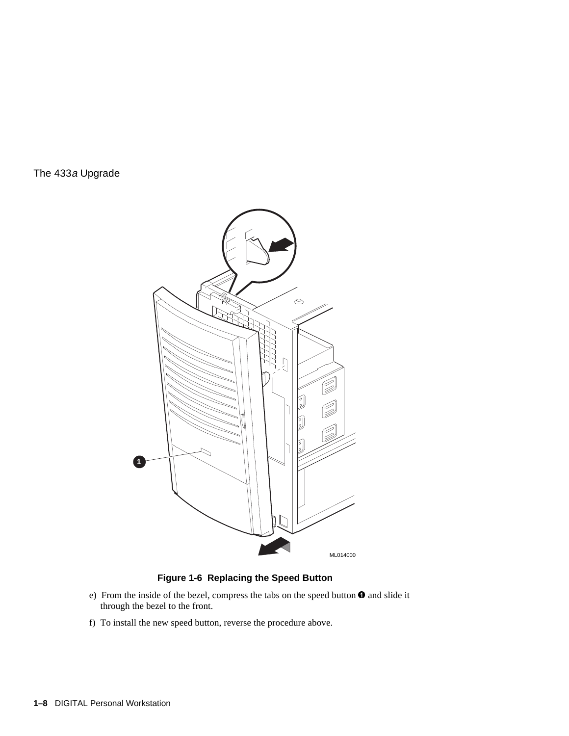**Figure 1-6 Replacing the Speed Button**

e) From the inside of the bezel, compress the tabs on the speed button ❶ and slide it through the bezel to the front.

f) To install the new speed button, reverse the procedure above.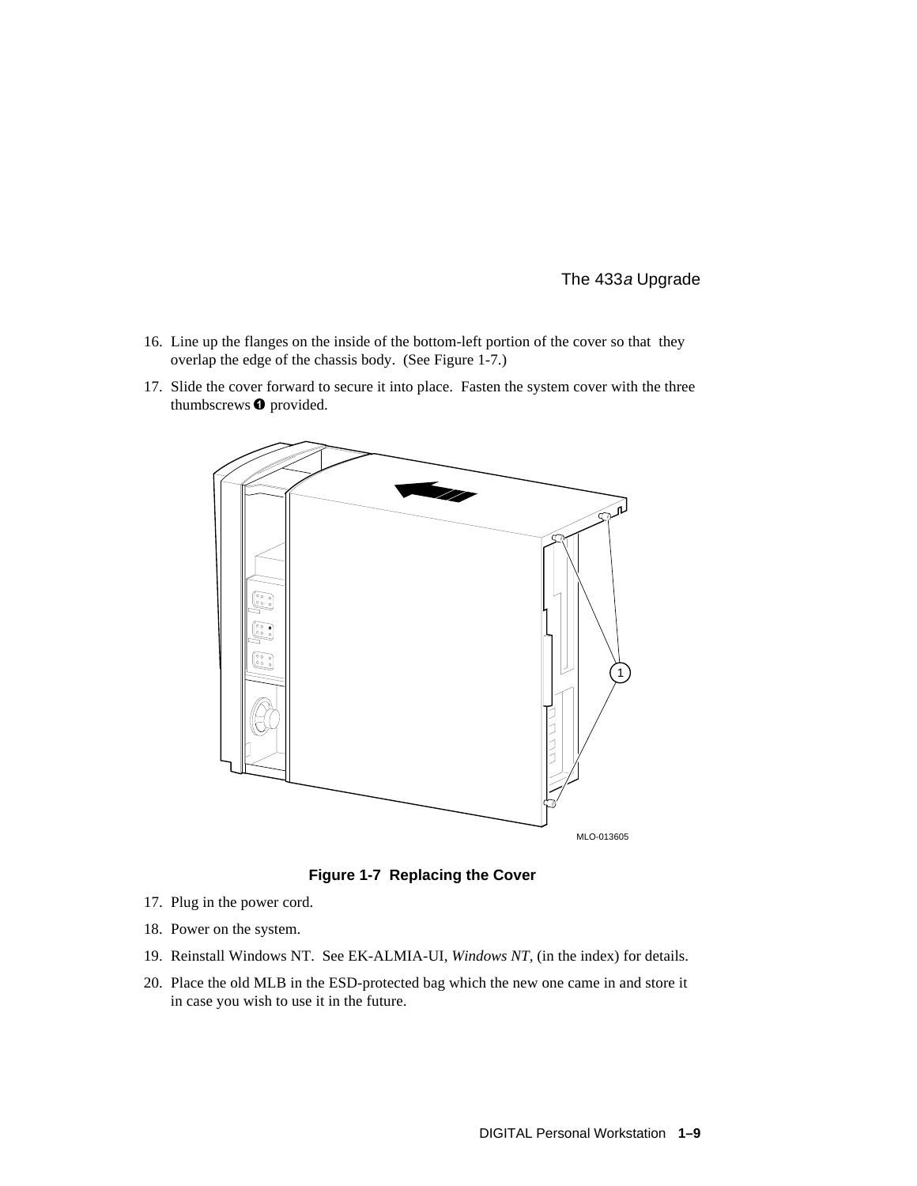16. Line up the flanges on the inside of the bottom-left portion of the cover so that they overlap the edge of the chassis body. (See Figure 1-7.)
17. Slide the cover forward to secure it into place. Fasten the system cover with the three thumbscrews ❶ provided.

1

MLO-013605

**Figure 1-7 Replacing the Cover**

17. Plug in the power cord.
18. Power on the system.
19. Reinstall Windows NT. See EK-ALMIA-UI, *Windows NT*, (in the index) for details.
20. Place the old MLB in the ESD-protected bag which the new one came in and store it in case you wish to use it in the future.